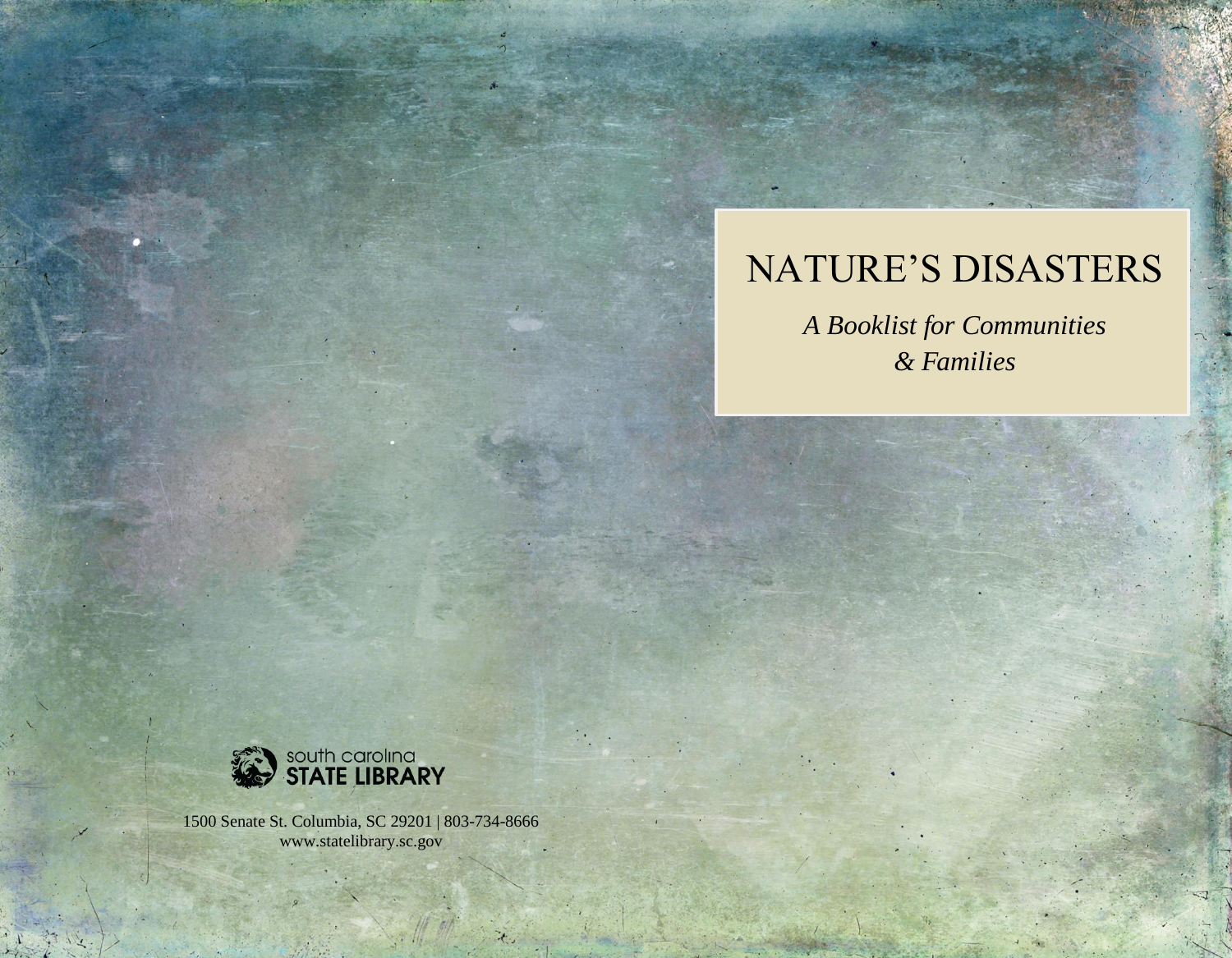# NATURE'S DISASTERS

*A Booklist for Communities & Families*

south carolina
STATE LIBRARY

1500 Senate St. Columbia, SC 29201 | 803-734-8666
www.statelibrary.sc.gov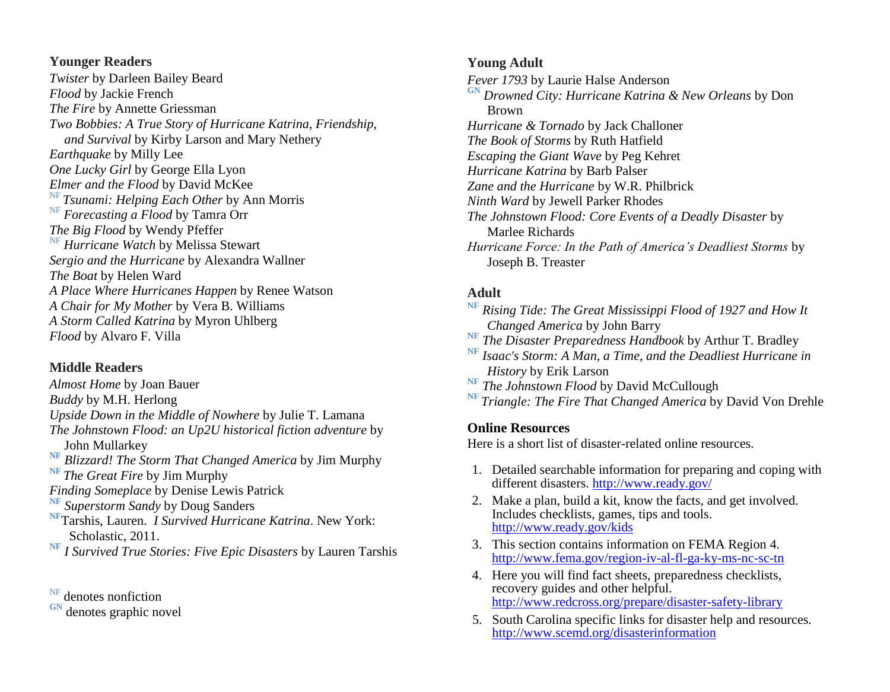### Younger Readers

*Twister* by Darleen Bailey Beard
*Flood* by Jackie French
*The Fire* by Annette Griessman
*Two Bobbies: A True Story of Hurricane Katrina, Friendship, and Survival* by Kirby Larson and Mary Nethery
*Earthquake* by Milly Lee
*One Lucky Girl* by George Ella Lyon
*Elmer and the Flood* by David McKee
NF *Tsunami: Helping Each Other* by Ann Morris
NF *Forecasting a Flood* by Tamra Orr
*The Big Flood* by Wendy Pfeffer
NF *Hurricane Watch* by Melissa Stewart
*Sergio and the Hurricane* by Alexandra Wallner
*The Boat* by Helen Ward
*A Place Where Hurricanes Happen* by Renee Watson
*A Chair for My Mother* by Vera B. Williams
*A Storm Called Katrina* by Myron Uhlberg
*Flood* by Alvaro F. Villa

### Middle Readers

*Almost Home* by Joan Bauer
*Buddy* by M.H. Herlong
*Upside Down in the Middle of Nowhere* by Julie T. Lamana
*The Johnstown Flood: an Up2U historical fiction adventure* by John Mullarkey
NF *Blizzard! The Storm That Changed America* by Jim Murphy
NF *The Great Fire* by Jim Murphy
*Finding Someplace* by Denise Lewis Patrick
NF *Superstorm Sandy* by Doug Sanders
NF Tarshis, Lauren. *I Survived Hurricane Katrina*. New York: Scholastic, 2011.
NF *I Survived True Stories: Five Epic Disasters* by Lauren Tarshis

NF denotes nonfiction
GN denotes graphic novel

### Young Adult

*Fever 1793* by Laurie Halse Anderson
GN *Drowned City: Hurricane Katrina & New Orleans* by Don Brown
*Hurricane & Tornado* by Jack Challoner
*The Book of Storms* by Ruth Hatfield
*Escaping the Giant Wave* by Peg Kehret
*Hurricane Katrina* by Barb Palser
*Zane and the Hurricane* by W.R. Philbrick
*Ninth Ward* by Jewell Parker Rhodes
*The Johnstown Flood: Core Events of a Deadly Disaster* by Marlee Richards
*Hurricane Force: In the Path of America's Deadliest Storms* by Joseph B. Treaster

### Adult

NF *Rising Tide: The Great Mississippi Flood of 1927 and How It Changed America* by John Barry
NF *The Disaster Preparedness Handbook* by Arthur T. Bradley
NF *Isaac's Storm: A Man, a Time, and the Deadliest Hurricane in History* by Erik Larson
NF *The Johnstown Flood* by David McCullough
NF *Triangle: The Fire That Changed America* by David Von Drehle

### Online Resources

Here is a short list of disaster-related online resources.

1. Detailed searchable information for preparing and coping with different disasters. http://www.ready.gov/
2. Make a plan, build a kit, know the facts, and get involved. Includes checklists, games, tips and tools. http://www.ready.gov/kids
3. This section contains information on FEMA Region 4. http://www.fema.gov/region-iv-al-fl-ga-ky-ms-nc-sc-tn
4. Here you will find fact sheets, preparedness checklists, recovery guides and other helpful. http://www.redcross.org/prepare/disaster-safety-library
5. South Carolina specific links for disaster help and resources. http://www.scemd.org/disasterinformation